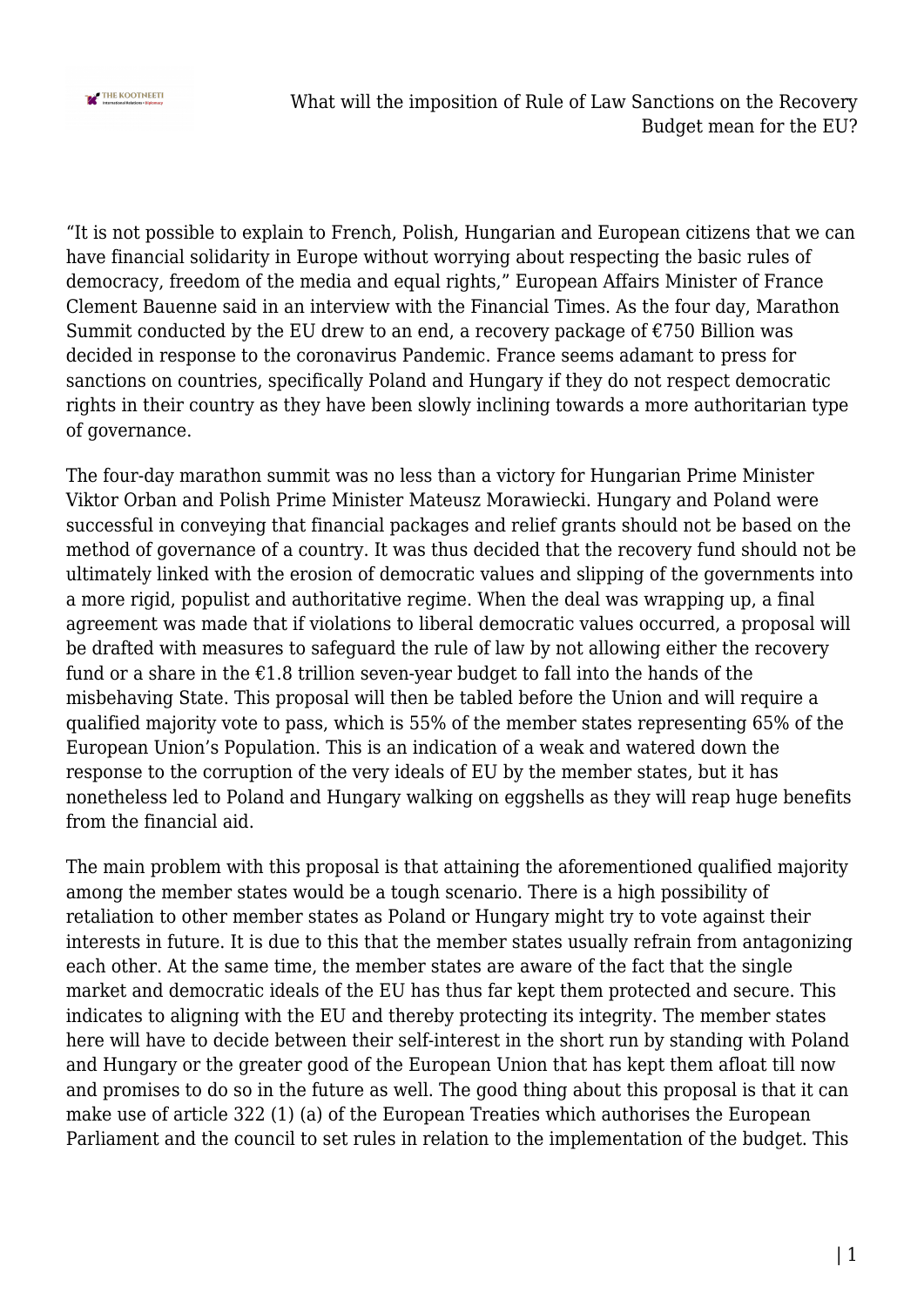# What will the imposition of Rule of Law Sanctions on the Recovery Budget mean for the EU?

"It is not possible to explain to French, Polish, Hungarian and European citizens that we can have financial solidarity in Europe without worrying about respecting the basic rules of democracy, freedom of the media and equal rights," European Affairs Minister of France Clement Bauenne said in an interview with the Financial Times. As the four day, Marathon Summit conducted by the EU drew to an end, a recovery package of €750 Billion was decided in response to the coronavirus Pandemic. France seems adamant to press for sanctions on countries, specifically Poland and Hungary if they do not respect democratic rights in their country as they have been slowly inclining towards a more authoritarian type of governance.

The four-day marathon summit was no less than a victory for Hungarian Prime Minister Viktor Orban and Polish Prime Minister Mateusz Morawiecki. Hungary and Poland were successful in conveying that financial packages and relief grants should not be based on the method of governance of a country. It was thus decided that the recovery fund should not be ultimately linked with the erosion of democratic values and slipping of the governments into a more rigid, populist and authoritative regime. When the deal was wrapping up, a final agreement was made that if violations to liberal democratic values occurred, a proposal will be drafted with measures to safeguard the rule of law by not allowing either the recovery fund or a share in the €1.8 trillion seven-year budget to fall into the hands of the misbehaving State. This proposal will then be tabled before the Union and will require a qualified majority vote to pass, which is 55% of the member states representing 65% of the European Union's Population. This is an indication of a weak and watered down the response to the corruption of the very ideals of EU by the member states, but it has nonetheless led to Poland and Hungary walking on eggshells as they will reap huge benefits from the financial aid.

The main problem with this proposal is that attaining the aforementioned qualified majority among the member states would be a tough scenario. There is a high possibility of retaliation to other member states as Poland or Hungary might try to vote against their interests in future. It is due to this that the member states usually refrain from antagonizing each other. At the same time, the member states are aware of the fact that the single market and democratic ideals of the EU has thus far kept them protected and secure. This indicates to aligning with the EU and thereby protecting its integrity. The member states here will have to decide between their self-interest in the short run by standing with Poland and Hungary or the greater good of the European Union that has kept them afloat till now and promises to do so in the future as well. The good thing about this proposal is that it can make use of article 322 (1) (a) of the European Treaties which authorises the European Parliament and the council to set rules in relation to the implementation of the budget. This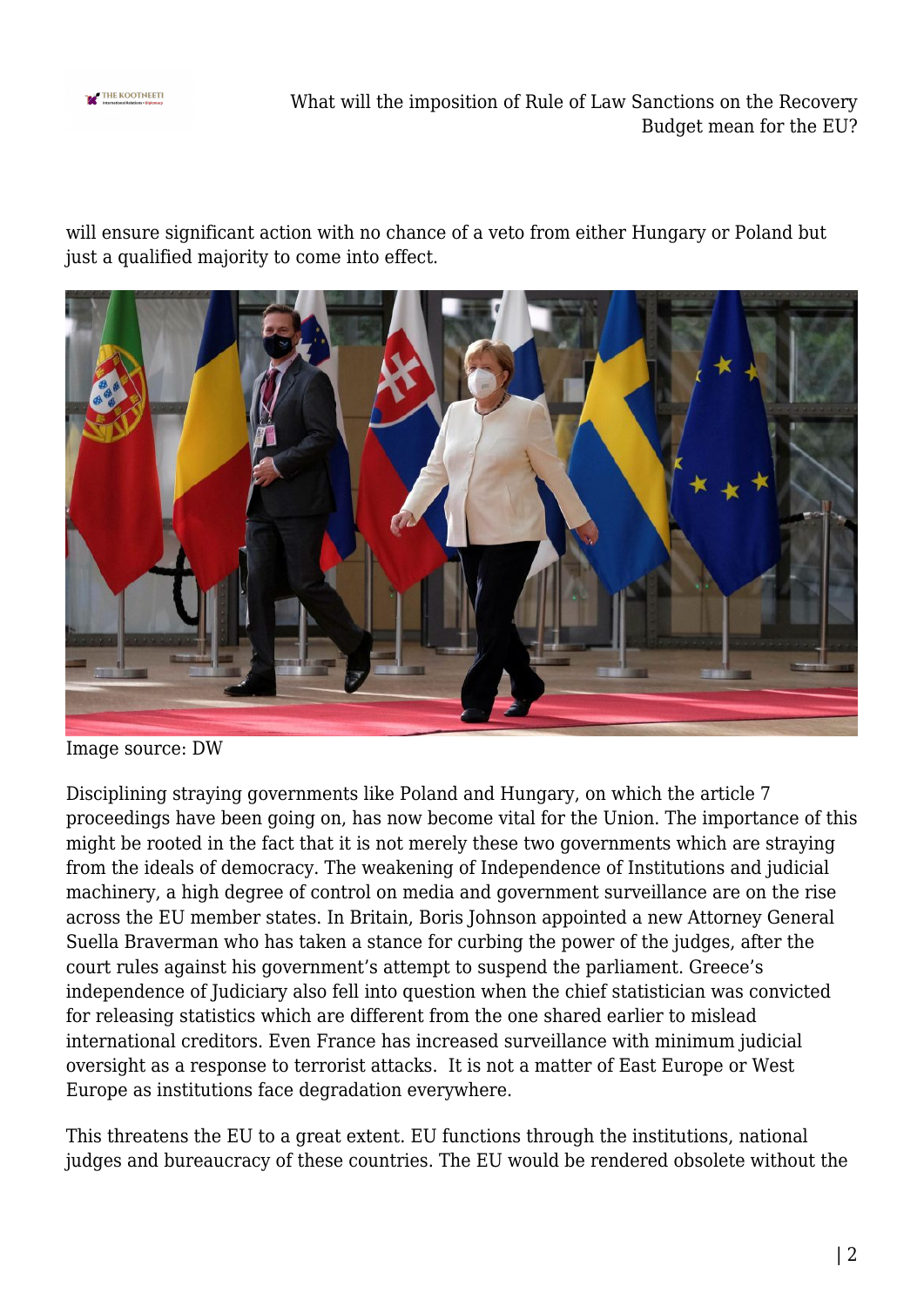will ensure significant action with no chance of a veto from either Hungary or Poland but just a qualified majority to come into effect.

Image source: DW

Disciplining straying governments like Poland and Hungary, on which the article 7 proceedings have been going on, has now become vital for the Union. The importance of this might be rooted in the fact that it is not merely these two governments which are straying from the ideals of democracy. The weakening of Independence of Institutions and judicial machinery, a high degree of control on media and government surveillance are on the rise across the EU member states. In Britain, Boris Johnson appointed a new Attorney General Suella Braverman who has taken a stance for curbing the power of the judges, after the court rules against his government's attempt to suspend the parliament. Greece's independence of Judiciary also fell into question when the chief statistician was convicted for releasing statistics which are different from the one shared earlier to mislead international creditors. Even France has increased surveillance with minimum judicial oversight as a response to terrorist attacks.  It is not a matter of East Europe or West Europe as institutions face degradation everywhere.

This threatens the EU to a great extent. EU functions through the institutions, national judges and bureaucracy of these countries. The EU would be rendered obsolete without the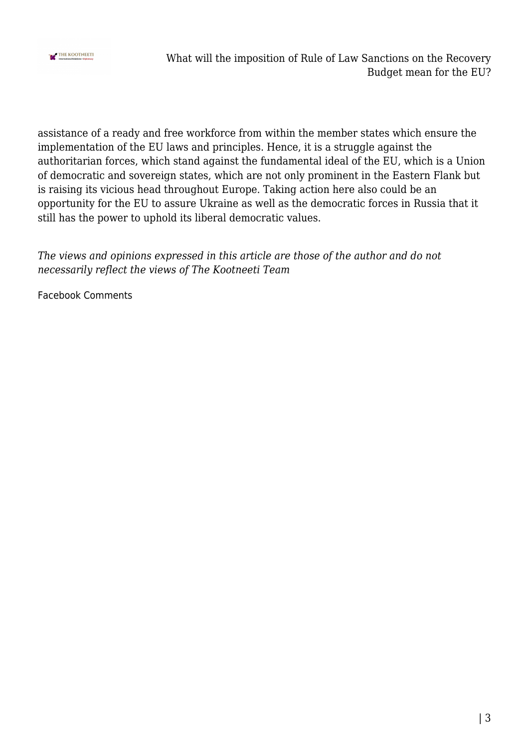assistance of a ready and free workforce from within the member states which ensure the implementation of the EU laws and principles. Hence, it is a struggle against the authoritarian forces, which stand against the fundamental ideal of the EU, which is a Union of democratic and sovereign states, which are not only prominent in the Eastern Flank but is raising its vicious head throughout Europe. Taking action here also could be an opportunity for the EU to assure Ukraine as well as the democratic forces in Russia that it still has the power to uphold its liberal democratic values.

*The views and opinions expressed in this article are those of the author and do not necessarily reflect the views of The Kootneeti Team*

Facebook Comments